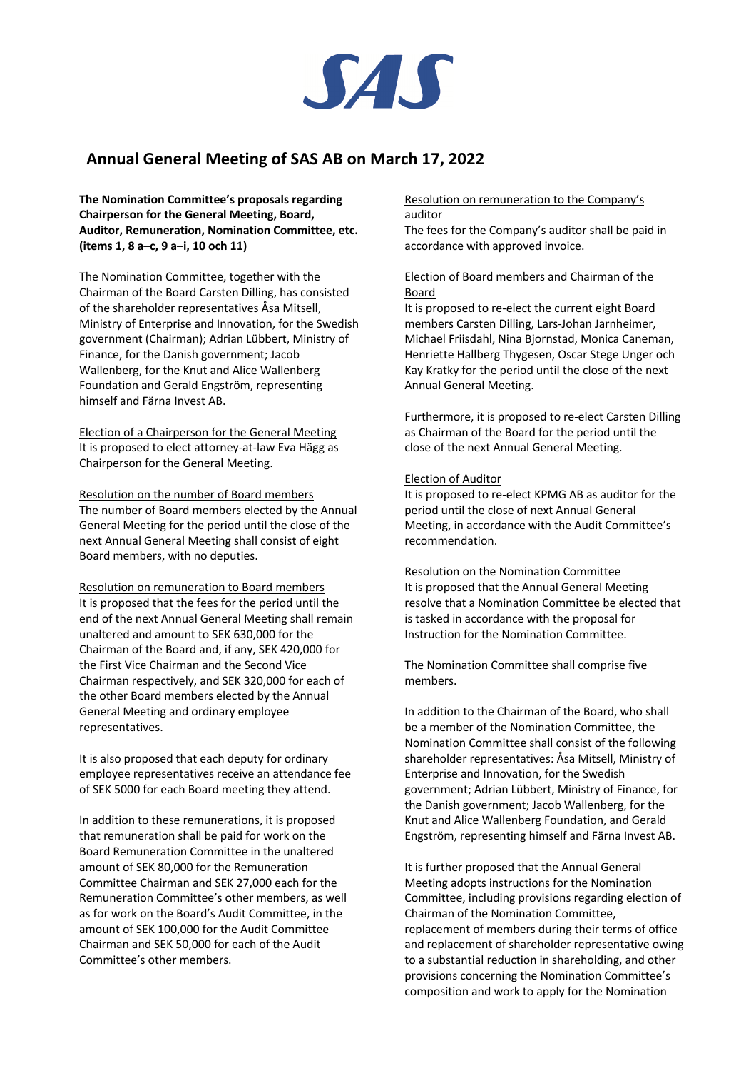SAS

# Annual General Meeting of SAS AB on March 17, 2022

**The Nomination Committee's proposals regarding Chairperson for the General Meeting, Board, Auditor, Remuneration, Nomination Committee, etc. (items 1, 8 a–c, 9 a–i, 10 och 11)**

The Nomination Committee, together with the Chairman of the Board Carsten Dilling, has consisted of the shareholder representatives Åsa Mitsell, Ministry of Enterprise and Innovation, for the Swedish government (Chairman); Adrian Lübbert, Ministry of Finance, for the Danish government; Jacob Wallenberg, for the Knut and Alice Wallenberg Foundation and Gerald Engström, representing himself and Färna Invest AB.

Election of a Chairperson for the General Meeting
It is proposed to elect attorney-at-law Eva Hägg as Chairperson for the General Meeting.

Resolution on the number of Board members
The number of Board members elected by the Annual General Meeting for the period until the close of the next Annual General Meeting shall consist of eight Board members, with no deputies.

Resolution on remuneration to Board members
It is proposed that the fees for the period until the end of the next Annual General Meeting shall remain unaltered and amount to SEK 630,000 for the Chairman of the Board and, if any, SEK 420,000 for the First Vice Chairman and the Second Vice Chairman respectively, and SEK 320,000 for each of the other Board members elected by the Annual General Meeting and ordinary employee representatives.

It is also proposed that each deputy for ordinary employee representatives receive an attendance fee of SEK 5000 for each Board meeting they attend.

In addition to these remunerations, it is proposed that remuneration shall be paid for work on the Board Remuneration Committee in the unaltered amount of SEK 80,000 for the Remuneration Committee Chairman and SEK 27,000 each for the Remuneration Committee's other members, as well as for work on the Board's Audit Committee, in the amount of SEK 100,000 for the Audit Committee Chairman and SEK 50,000 for each of the Audit Committee's other members.

Resolution on remuneration to the Company's auditor
The fees for the Company's auditor shall be paid in accordance with approved invoice.

Election of Board members and Chairman of the Board
It is proposed to re-elect the current eight Board members Carsten Dilling, Lars-Johan Jarnheimer, Michael Friisdahl, Nina Bjornstad, Monica Caneman, Henriette Hallberg Thygesen, Oscar Stege Unger och Kay Kratky for the period until the close of the next Annual General Meeting.

Furthermore, it is proposed to re-elect Carsten Dilling as Chairman of the Board for the period until the close of the next Annual General Meeting.

Election of Auditor
It is proposed to re-elect KPMG AB as auditor for the period until the close of next Annual General Meeting, in accordance with the Audit Committee's recommendation.

Resolution on the Nomination Committee
It is proposed that the Annual General Meeting resolve that a Nomination Committee be elected that is tasked in accordance with the proposal for Instruction for the Nomination Committee.

The Nomination Committee shall comprise five members.

In addition to the Chairman of the Board, who shall be a member of the Nomination Committee, the Nomination Committee shall consist of the following shareholder representatives: Åsa Mitsell, Ministry of Enterprise and Innovation, for the Swedish government; Adrian Lübbert, Ministry of Finance, for the Danish government; Jacob Wallenberg, for the Knut and Alice Wallenberg Foundation, and Gerald Engström, representing himself and Färna Invest AB.

It is further proposed that the Annual General Meeting adopts instructions for the Nomination Committee, including provisions regarding election of Chairman of the Nomination Committee, replacement of members during their terms of office and replacement of shareholder representative owing to a substantial reduction in shareholding, and other provisions concerning the Nomination Committee's composition and work to apply for the Nomination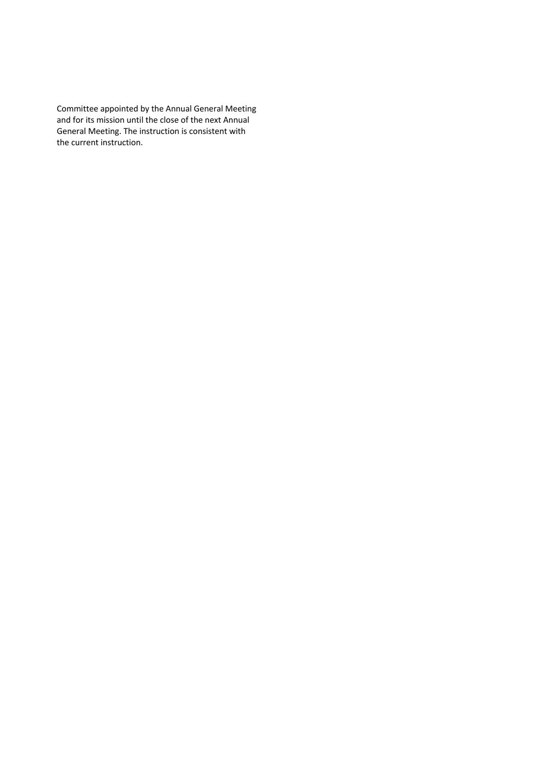Committee appointed by the Annual General Meeting and for its mission until the close of the next Annual General Meeting. The instruction is consistent with the current instruction.